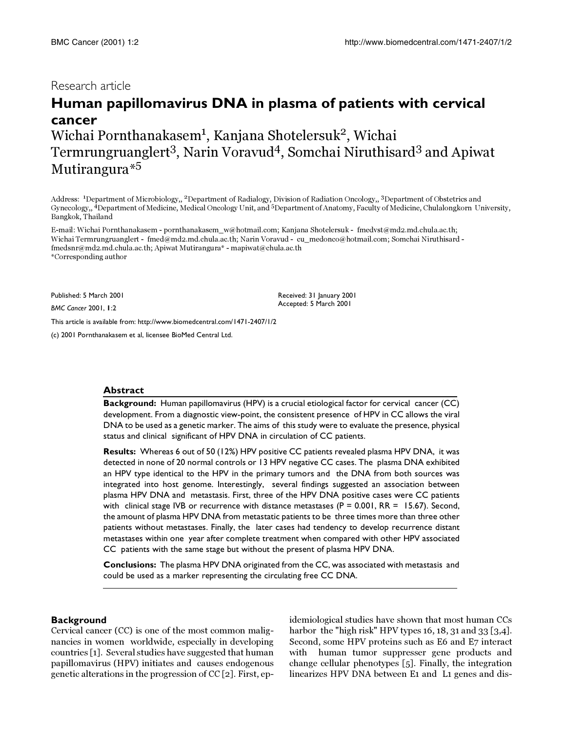Research article

# Human papillomavirus DNA in plasma of patients with cervical cancer

Wichai Pornthanakasem[1], Kanjana Shotelersuk[2], Wichai Termrungruanglert[3], Narin Voravud[4], Somchai Niruthisard[3] and Apiwat Mutirangura*[5]

Address: [1]Department of Microbiology,, [2]Department of Radialogy, Division of Radiation Oncology,, [3]Department of Obstetrics and Gynecology,, [4]Department of Medicine, Medical Oncology Unit, and [5]Department of Anatomy, Faculty of Medicine, Chulalongkorn University, Bangkok, Thailand

E-mail: Wichai Pornthanakasem - pornthanakasem_w@hotmail.com; Kanjana Shotelersuk - fmedvst@md2.md.chula.ac.th; Wichai Termrungruanglert - fmed@md2.md.chula.ac.th; Narin Voravud - cu_medonco@hotmail.com; Somchai Niruthisard - fmedsnr@md2.md.chula.ac.th; Apiwat Mutirangura* - mapiwat@chula.ac.th

*Corresponding author

Published: 5 March 2001

*BMC Cancer* 2001, **1**:2

Received: 31 January 2001

Accepted: 5 March 2001

This article is available from: http://www.biomedcentral.com/1471-2407/1/2

(c) 2001 Pornthanakasem et al, licensee BioMed Central Ltd.

## Abstract

**Background:** Human papillomavirus (HPV) is a crucial etiological factor for cervical cancer (CC) development. From a diagnostic view-point, the consistent presence of HPV in CC allows the viral DNA to be used as a genetic marker. The aims of this study were to evaluate the presence, physical status and clinical significant of HPV DNA in circulation of CC patients.

**Results:** Whereas 6 out of 50 (12%) HPV positive CC patients revealed plasma HPV DNA, it was detected in none of 20 normal controls or 13 HPV negative CC cases. The plasma DNA exhibited an HPV type identical to the HPV in the primary tumors and the DNA from both sources was integrated into host genome. Interestingly, several findings suggested an association between plasma HPV DNA and metastasis. First, three of the HPV DNA positive cases were CC patients with clinical stage IVB or recurrence with distance metastases ($P = 0.001$, $RR = 15.67$). Second, the amount of plasma HPV DNA from metastatic patients to be three times more than three other patients without metastases. Finally, the later cases had tendency to develop recurrence distant metastases within one year after complete treatment when compared with other HPV associated CC patients with the same stage but without the present of plasma HPV DNA.

**Conclusions:** The plasma HPV DNA originated from the CC, was associated with metastasis and could be used as a marker representing the circulating free CC DNA.

## Background

Cervical cancer (CC) is one of the most common malignancies in women worldwide, especially in developing countries [1]. Several studies have suggested that human papillomavirus (HPV) initiates and causes endogenous genetic alterations in the progression of CC [2]. First, epidemiological studies have shown that most human CCs harbor the "high risk" HPV types 16, 18, 31 and 33 [3,4]. Second, some HPV proteins such as E6 and E7 interact with human tumor suppresser gene products and change cellular phenotypes [5]. Finally, the integration linearizes HPV DNA between E1 and L1 genes and dis-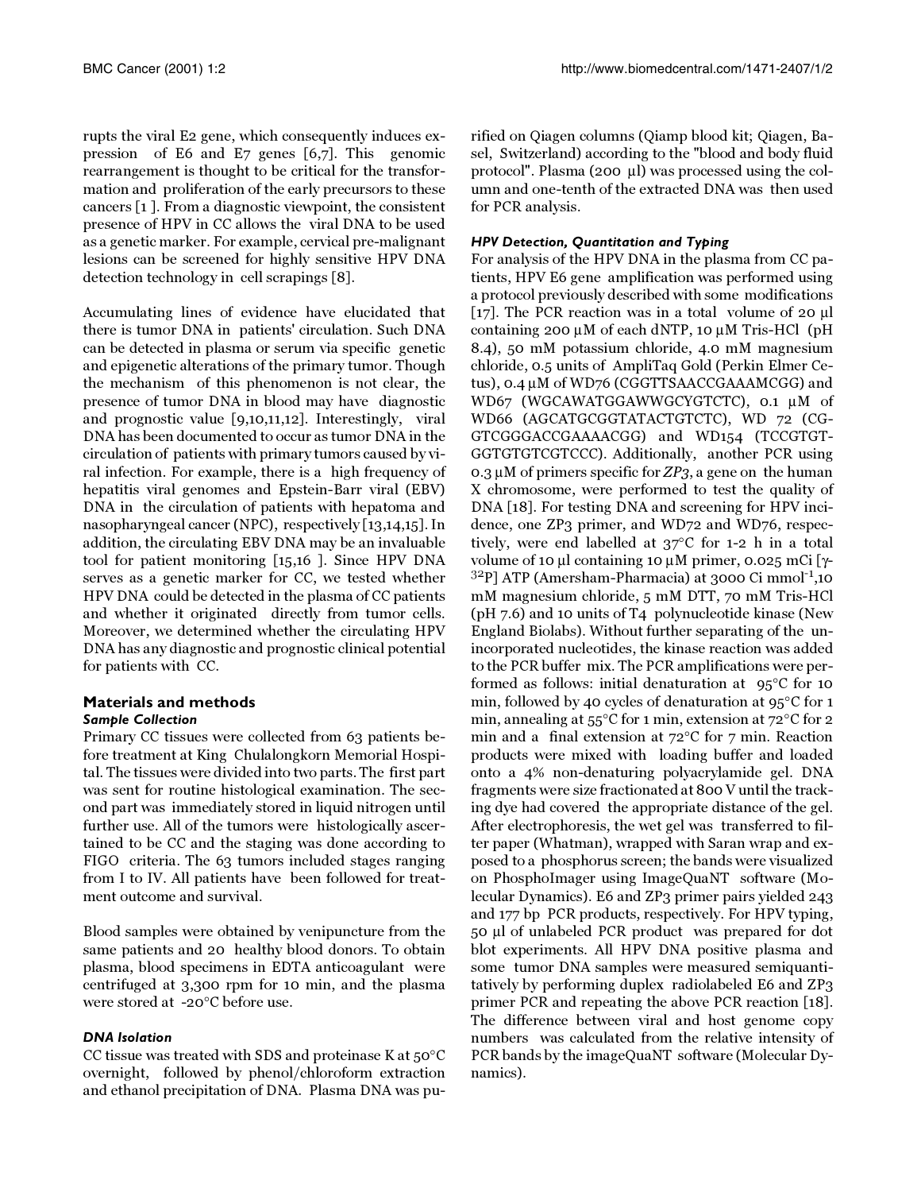rupts the viral E2 gene, which consequently induces expression of E6 and E7 genes [6,7]. This genomic rearrangement is thought to be critical for the transformation and proliferation of the early precursors to these cancers [1 ]. From a diagnostic viewpoint, the consistent presence of HPV in CC allows the viral DNA to be used as a genetic marker. For example, cervical pre-malignant lesions can be screened for highly sensitive HPV DNA detection technology in cell scrapings [8].

Accumulating lines of evidence have elucidated that there is tumor DNA in patients' circulation. Such DNA can be detected in plasma or serum via specific genetic and epigenetic alterations of the primary tumor. Though the mechanism of this phenomenon is not clear, the presence of tumor DNA in blood may have diagnostic and prognostic value [9,10,11,12]. Interestingly, viral DNA has been documented to occur as tumor DNA in the circulation of patients with primary tumors caused by viral infection. For example, there is a high frequency of hepatitis viral genomes and Epstein-Barr viral (EBV) DNA in the circulation of patients with hepatoma and nasopharyngeal cancer (NPC), respectively [13,14,15]. In addition, the circulating EBV DNA may be an invaluable tool for patient monitoring [15,16 ]. Since HPV DNA serves as a genetic marker for CC, we tested whether HPV DNA could be detected in the plasma of CC patients and whether it originated directly from tumor cells. Moreover, we determined whether the circulating HPV DNA has any diagnostic and prognostic clinical potential for patients with CC.

## Materials and methods

### *Sample Collection*

Primary CC tissues were collected from 63 patients before treatment at King Chulalongkorn Memorial Hospital. The tissues were divided into two parts. The first part was sent for routine histological examination. The second part was immediately stored in liquid nitrogen until further use. All of the tumors were histologically ascertained to be CC and the staging was done according to FIGO criteria. The 63 tumors included stages ranging from I to IV. All patients have been followed for treatment outcome and survival.

Blood samples were obtained by venipuncture from the same patients and 20 healthy blood donors. To obtain plasma, blood specimens in EDTA anticoagulant were centrifuged at 3,300 rpm for 10 min, and the plasma were stored at -20°C before use.

### *DNA Isolation*

CC tissue was treated with SDS and proteinase K at 50°C overnight, followed by phenol/chloroform extraction and ethanol precipitation of DNA. Plasma DNA was purified on Qiagen columns (Qiamp blood kit; Qiagen, Basel, Switzerland) according to the "blood and body fluid protocol". Plasma (200 µl) was processed using the column and one-tenth of the extracted DNA was then used for PCR analysis.

### *HPV Detection, Quantitation and Typing*

For analysis of the HPV DNA in the plasma from CC patients, HPV E6 gene amplification was performed using a protocol previously described with some modifications [17]. The PCR reaction was in a total volume of 20 µl containing 200 µM of each dNTP, 10 µM Tris-HCl (pH 8.4), 50 mM potassium chloride, 4.0 mM magnesium chloride, 0.5 units of AmpliTaq Gold (Perkin Elmer Cetus), 0.4 µM of WD76 (CGGTTSAACCGAAAMCGG) and WD67 (WGCAWATGGAWWGCYGTCTC), 0.1 µM of WD66 (AGCATGCGGTATACTGTCTC), WD 72 (CGGTCGGGACCGAAAACGG) and WD154 (TCCGTGTGGTGTGTCGTCCC). Additionally, another PCR using 0.3 µM of primers specific for *ZP3*, a gene on the human X chromosome, were performed to test the quality of DNA [18]. For testing DNA and screening for HPV incidence, one ZP3 primer, and WD72 and WD76, respectively, were end labelled at 37°C for 1-2 h in a total volume of 10 µl containing 10 µM primer, 0.025 mCi [$\gamma$-$^{32}$P] ATP (Amersham-Pharmacia) at 3000 Ci mmol$^{-1}$,10 mM magnesium chloride, 5 mM DTT, 70 mM Tris-HCl (pH 7.6) and 10 units of T4 polynucleotide kinase (New England Biolabs). Without further separating of the unincorporated nucleotides, the kinase reaction was added to the PCR buffer mix. The PCR amplifications were performed as follows: initial denaturation at 95°C for 10 min, followed by 40 cycles of denaturation at 95°C for 1 min, annealing at 55°C for 1 min, extension at 72°C for 2 min and a final extension at 72°C for 7 min. Reaction products were mixed with loading buffer and loaded onto a 4% non-denaturing polyacrylamide gel. DNA fragments were size fractionated at 800 V until the tracking dye had covered the appropriate distance of the gel. After electrophoresis, the wet gel was transferred to filter paper (Whatman), wrapped with Saran wrap and exposed to a phosphorus screen; the bands were visualized on PhosphoImager using ImageQuaNT software (Molecular Dynamics). E6 and ZP3 primer pairs yielded 243 and 177 bp PCR products, respectively. For HPV typing, 50 µl of unlabeled PCR product was prepared for dot blot experiments. All HPV DNA positive plasma and some tumor DNA samples were measured semiquantitatively by performing duplex radiolabeled E6 and ZP3 primer PCR and repeating the above PCR reaction [18]. The difference between viral and host genome copy numbers was calculated from the relative intensity of PCR bands by the imageQuaNT software (Molecular Dynamics).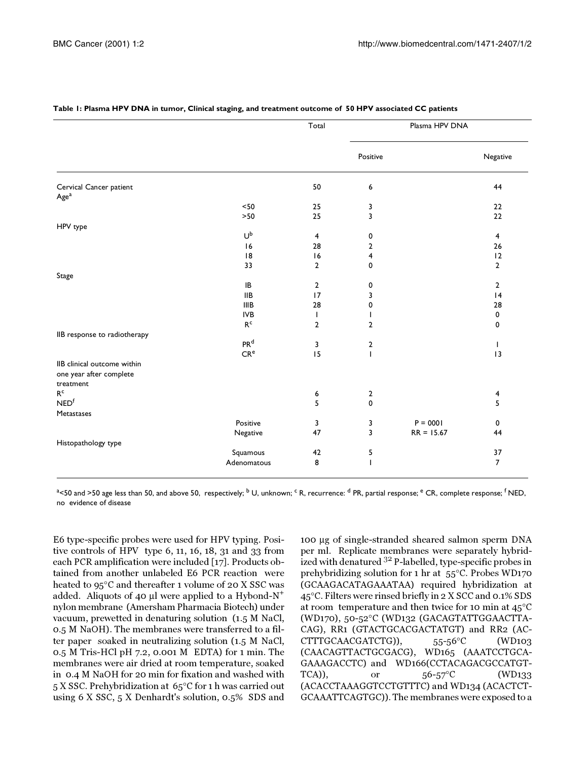**Table 1: Plasma HPV DNA in tumor, Clinical staging, and treatment outcome of 50 HPV associated CC patients**

| | | Total | Plasma HPV DNA | | |
|---|---|---|---|---|---|
| | | | Positive | | Negative |
| Cervical Cancer patient | | 50 | 6 | | 44 |
| Age[a] | | | | | |
| | <50 | 25 | 3 | | 22 |
| | >50 | 25 | 3 | | 22 |
| HPV type | | | | | |
| | U[b] | 4 | 0 | | 4 |
| | 16 | 28 | 2 | | 26 |
| | 18 | 16 | 4 | | 12 |
| | 33 | 2 | 0 | | 2 |
| Stage | | | | | |
| | IB | 2 | 0 | | 2 |
| | IIB | 17 | 3 | | 14 |
| | IIIB | 28 | 0 | | 28 |
| | IVB | 1 | 1 | | 0 |
| | R[c] | 2 | 2 | | 0 |
| IIB response to radiotherapy | | | | | |
| | PR[d] | 3 | 2 | | 1 |
| | CR[e] | 15 | 1 | | 13 |
| IIB clinical outcome within one year after complete treatment | | | | | |
| R[c] | | 6 | 2 | | 4 |
| NED[f] | | 5 | 0 | | 5 |
| Metastases | | | | | |
| | Positive | 3 | 3 | P = 0001 | 0 |
| | Negative | 47 | 3 | RR = 15.67 | 44 |
| Histopathology type | | | | | |
| | Squamous | 42 | 5 | | 37 |
| | Adenomatous | 8 | 1 | | 7 |

[a]<50 and >50 age less than 50, and above 50, respectively; [b] U, unknown; [c] R, recurrence: [d] PR, partial response; [e] CR, complete response; [f] NED, no evidence of disease

E6 type-specific probes were used for HPV typing. Positive controls of HPV type 6, 11, 16, 18, 31 and 33 from each PCR amplification were included [17]. Products obtained from another unlabeled E6 PCR reaction were heated to 95°C and thereafter 1 volume of 20 X SSC was added. Aliquots of 40 µl were applied to a Hybond-N$^+$ nylon membrane (Amersham Pharmacia Biotech) under vacuum, prewetted in denaturing solution (1.5 M NaCl, 0.5 M NaOH). The membranes were transferred to a filter paper soaked in neutralizing solution (1.5 M NaCl, 0.5 M Tris-HCl pH 7.2, 0.001 M EDTA) for 1 min. The membranes were air dried at room temperature, soaked in 0.4 M NaOH for 20 min for fixation and washed with 5 X SSC. Prehybridization at 65°C for 1 h was carried out using 6 X SSC, 5 X Denhardt's solution, 0.5% SDS and 100 µg of single-stranded sheared salmon sperm DNA per ml. Replicate membranes were separately hybridized with denatured $^{32}$P-labelled, type-specific probes in prehybridizing solution for 1 hr at 55°C. Probes WD170 (GCAAGACATAGAAATAA) required hybridization at 45°C. Filters were rinsed briefly in 2 X SCC and 0.1% SDS at room temperature and then twice for 10 min at 45°C (WD170), 50-52°C (WD132 (GACAGTATTGGAACTTACAG), RR1 (GTACTGCACGACTATGT) and RR2 (ACCTTTGCAACGATCTG)), 55-56°C (WD103 (CAACAGTTACTGCGACG), WD165 (AAATCCTGCAGAAAGACCTC) and WD166(CCTACAGACGCCATGTTCA)), or 56-57°C (WD133 (ACACCTAAAGGTCCTGTTTC) and WD134 (ACACTCTGCAAATTCAGTGC)). The membranes were exposed to a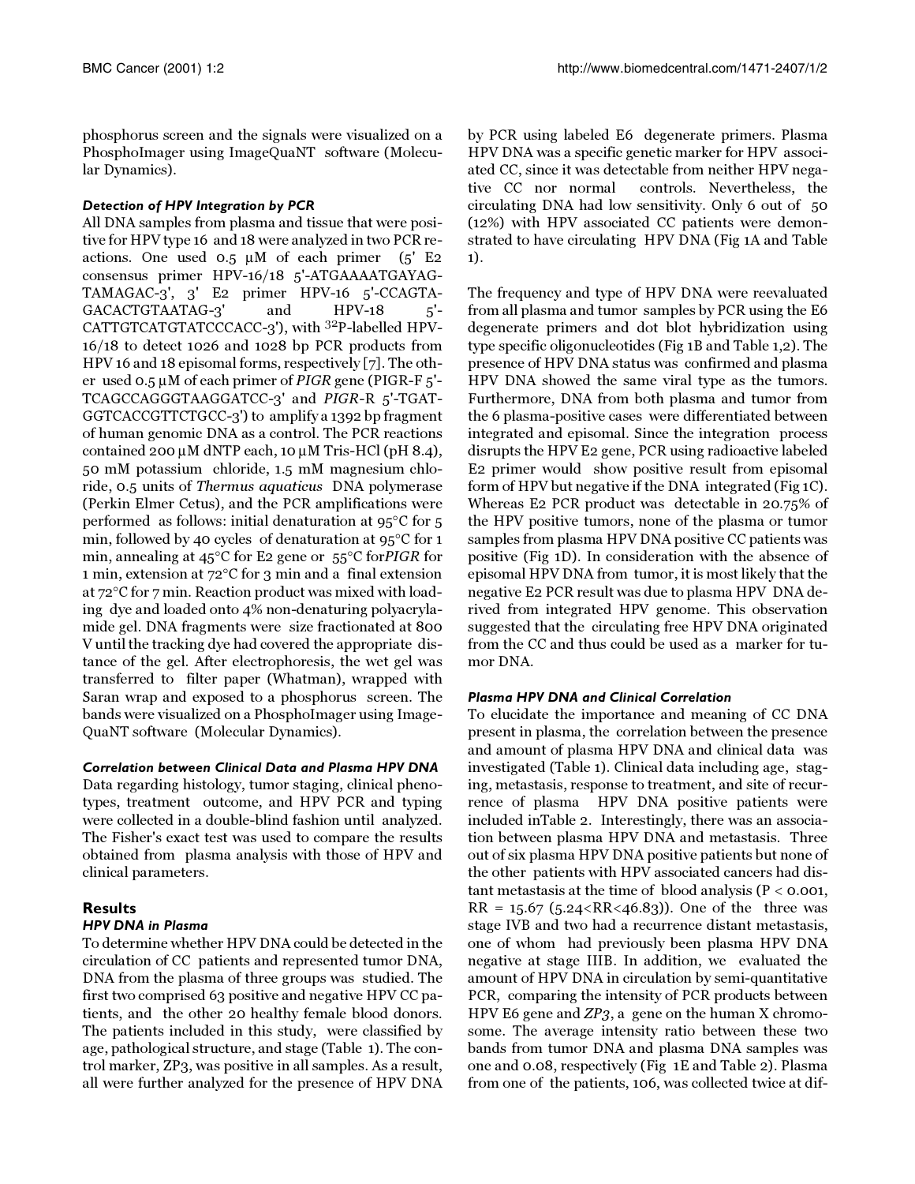phosphorus screen and the signals were visualized on a PhosphoImager using ImageQuaNT software (Molecular Dynamics).

### *Detection of HPV Integration by PCR*

All DNA samples from plasma and tissue that were positive for HPV type 16 and 18 were analyzed in two PCR reactions. One used 0.5 μM of each primer (5' E2 consensus primer HPV-16/18 5'-ATGAAAATGAYAG-TAMAGAC-3', 3' E2 primer HPV-16 5'-CCAGTA-GACACTGTAATAG-3' and HPV-18 5'-CATTGTCATGTATCCCACC-3'), with $^{32}$P-labelled HPV-16/18 to detect 1026 and 1028 bp PCR products from HPV 16 and 18 episomal forms, respectively [7]. The other used 0.5 μM of each primer of *PIGR* gene (PIGR-F 5'-TCAGCCAGGGTAAGGATCC-3' and *PIGR*-R 5'-TGAT-GGTCACCGTTCTGCC-3') to amplify a 1392 bp fragment of human genomic DNA as a control. The PCR reactions contained 200 μM dNTP each, 10 μM Tris-HCl (pH 8.4), 50 mM potassium chloride, 1.5 mM magnesium chloride, 0.5 units of *Thermus aquaticus* DNA polymerase (Perkin Elmer Cetus), and the PCR amplifications were performed as follows: initial denaturation at 95°C for 5 min, followed by 40 cycles of denaturation at 95°C for 1 min, annealing at 45°C for E2 gene or 55°C for *PIGR* for 1 min, extension at 72°C for 3 min and a final extension at 72°C for 7 min. Reaction product was mixed with loading dye and loaded onto 4% non-denaturing polyacrylamide gel. DNA fragments were size fractionated at 800 V until the tracking dye had covered the appropriate distance of the gel. After electrophoresis, the wet gel was transferred to filter paper (Whatman), wrapped with Saran wrap and exposed to a phosphorus screen. The bands were visualized on a PhosphoImager using ImageQuaNT software (Molecular Dynamics).

### *Correlation between Clinical Data and Plasma HPV DNA*

Data regarding histology, tumor staging, clinical phenotypes, treatment outcome, and HPV PCR and typing were collected in a double-blind fashion until analyzed. The Fisher's exact test was used to compare the results obtained from plasma analysis with those of HPV and clinical parameters.

## Results

### *HPV DNA in Plasma*

To determine whether HPV DNA could be detected in the circulation of CC patients and represented tumor DNA, DNA from the plasma of three groups was studied. The first two comprised 63 positive and negative HPV CC patients, and the other 20 healthy female blood donors. The patients included in this study, were classified by age, pathological structure, and stage (Table 1). The control marker, ZP3, was positive in all samples. As a result, all were further analyzed for the presence of HPV DNA by PCR using labeled E6 degenerate primers. Plasma HPV DNA was a specific genetic marker for HPV associated CC, since it was detectable from neither HPV negative CC nor normal controls. Nevertheless, the circulating DNA had low sensitivity. Only 6 out of 50 (12%) with HPV associated CC patients were demonstrated to have circulating HPV DNA (Fig 1A and Table 1).

The frequency and type of HPV DNA were reevaluated from all plasma and tumor samples by PCR using the E6 degenerate primers and dot blot hybridization using type specific oligonucleotides (Fig 1B and Table 1,2). The presence of HPV DNA status was confirmed and plasma HPV DNA showed the same viral type as the tumors. Furthermore, DNA from both plasma and tumor from the 6 plasma-positive cases were differentiated between integrated and episomal. Since the integration process disrupts the HPV E2 gene, PCR using radioactive labeled E2 primer would show positive result from episomal form of HPV but negative if the DNA integrated (Fig 1C). Whereas E2 PCR product was detectable in 20.75% of the HPV positive tumors, none of the plasma or tumor samples from plasma HPV DNA positive CC patients was positive (Fig 1D). In consideration with the absence of episomal HPV DNA from tumor, it is most likely that the negative E2 PCR result was due to plasma HPV DNA derived from integrated HPV genome. This observation suggested that the circulating free HPV DNA originated from the CC and thus could be used as a marker for tumor DNA.

### *Plasma HPV DNA and Clinical Correlation*

To elucidate the importance and meaning of CC DNA present in plasma, the correlation between the presence and amount of plasma HPV DNA and clinical data was investigated (Table 1). Clinical data including age, staging, metastasis, response to treatment, and site of recurrence of plasma HPV DNA positive patients were included in Table 2. Interestingly, there was an association between plasma HPV DNA and metastasis. Three out of six plasma HPV DNA positive patients but none of the other patients with HPV associated cancers had distant metastasis at the time of blood analysis ($P < 0.001$, $RR = 15.67$ ($5.24 < RR < 46.83$)). One of the three was stage IVB and two had a recurrence distant metastasis, one of whom had previously been plasma HPV DNA negative at stage IIIB. In addition, we evaluated the amount of HPV DNA in circulation by semi-quantitative PCR, comparing the intensity of PCR products between HPV E6 gene and *ZP3*, a gene on the human X chromosome. The average intensity ratio between these two bands from tumor DNA and plasma DNA samples was one and 0.08, respectively (Fig 1E and Table 2). Plasma from one of the patients, 106, was collected twice at dif-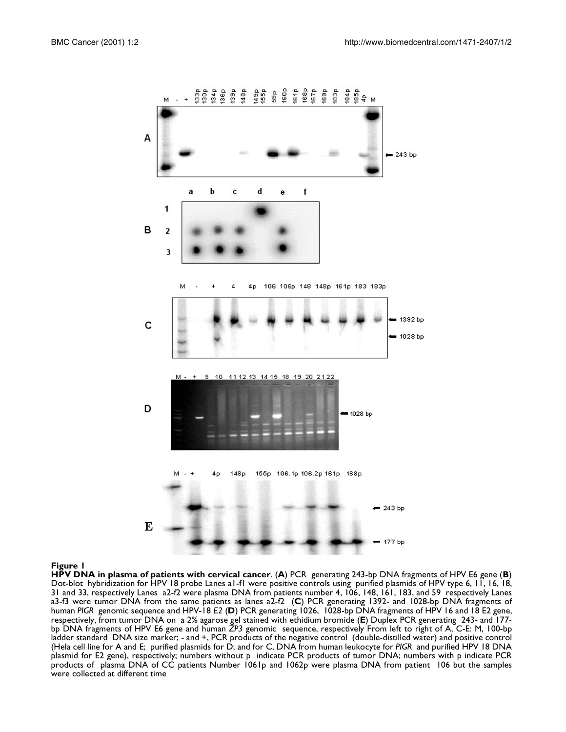**Figure 1**

**HPV DNA in plasma of patients with cervical cancer**. (**A**) PCR generating 243-bp DNA fragments of HPV E6 gene (**B**) Dot-blot hybridization for HPV 18 probe Lanes a1-f1 were positive controls using purified plasmids of HPV type 6, 11, 16, 18, 31 and 33, respectively Lanes a2-f2 were plasma DNA from patients number 4, 106, 148, 161, 183, and 59 respectively Lanes a3-f3 were tumor DNA from the same patients as lanes a2-f2 (**C**) PCR generating 1392- and 1028-bp DNA fragments of human *PIGR* genomic sequence and HPV-18 *E2* (**D**) PCR generating 1026, 1028-bp DNA fragments of HPV 16 and 18 E2 gene, respectively, from tumor DNA on a 2% agarose gel stained with ethidium bromide (**E**) Duplex PCR generating 243- and 177-bp DNA fragments of HPV E6 gene and human *ZP3* genomic sequence, respectively From left to right of A, C-E: M, 100-bp ladder standard DNA size marker; - and +, PCR products of the negative control (double-distilled water) and positive control (Hela cell line for A and E; purified plasmids for D; and for C, DNA from human leukocyte for *PIGR* and purified HPV 18 DNA plasmid for E2 gene), respectively; numbers without p indicate PCR products of tumor DNA; numbers with p indicate PCR products of plasma DNA of CC patients Number 1061p and 1062p were plasma DNA from patient 106 but the samples were collected at different time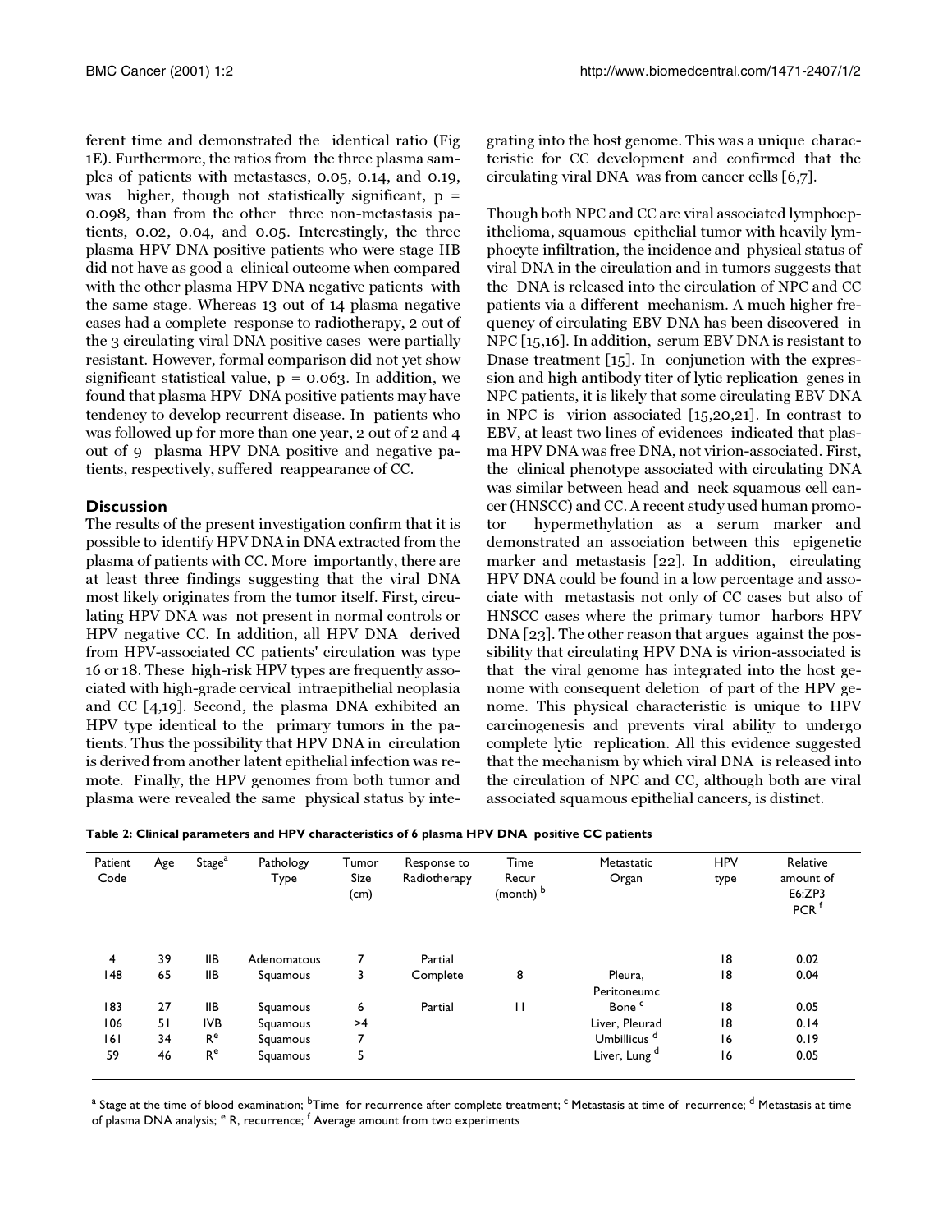ferent time and demonstrated the identical ratio (Fig 1E). Furthermore, the ratios from the three plasma samples of patients with metastases, 0.05, 0.14, and 0.19, was higher, though not statistically significant, $p = 0.098$, than from the other three non-metastasis patients, 0.02, 0.04, and 0.05. Interestingly, the three plasma HPV DNA positive patients who were stage IIB did not have as good a clinical outcome when compared with the other plasma HPV DNA negative patients with the same stage. Whereas 13 out of 14 plasma negative cases had a complete response to radiotherapy, 2 out of the 3 circulating viral DNA positive cases were partially resistant. However, formal comparison did not yet show significant statistical value, $p = 0.063$. In addition, we found that plasma HPV DNA positive patients may have tendency to develop recurrent disease. In patients who was followed up for more than one year, 2 out of 2 and 4 out of 9 plasma HPV DNA positive and negative patients, respectively, suffered reappearance of CC.

## Discussion

The results of the present investigation confirm that it is possible to identify HPV DNA in DNA extracted from the plasma of patients with CC. More importantly, there are at least three findings suggesting that the viral DNA most likely originates from the tumor itself. First, circulating HPV DNA was not present in normal controls or HPV negative CC. In addition, all HPV DNA derived from HPV-associated CC patients' circulation was type 16 or 18. These high-risk HPV types are frequently associated with high-grade cervical intraepithelial neoplasia and CC [4,19]. Second, the plasma DNA exhibited an HPV type identical to the primary tumors in the patients. Thus the possibility that HPV DNA in circulation is derived from another latent epithelial infection was remote. Finally, the HPV genomes from both tumor and plasma were revealed the same physical status by integrating into the host genome. This was a unique characteristic for CC development and confirmed that the circulating viral DNA was from cancer cells [6,7].

Though both NPC and CC are viral associated lymphoepithelioma, squamous epithelial tumor with heavily lymphocyte infiltration, the incidence and physical status of viral DNA in the circulation and in tumors suggests that the DNA is released into the circulation of NPC and CC patients via a different mechanism. A much higher frequency of circulating EBV DNA has been discovered in NPC [15,16]. In addition, serum EBV DNA is resistant to Dnase treatment [15]. In conjunction with the expression and high antibody titer of lytic replication genes in NPC patients, it is likely that some circulating EBV DNA in NPC is virion associated [15,20,21]. In contrast to EBV, at least two lines of evidences indicated that plasma HPV DNA was free DNA, not virion-associated. First, the clinical phenotype associated with circulating DNA was similar between head and neck squamous cell cancer (HNSCC) and CC. A recent study used human promotor hypermethylation as a serum marker and demonstrated an association between this epigenetic marker and metastasis [22]. In addition, circulating HPV DNA could be found in a low percentage and associate with metastasis not only of CC cases but also of HNSCC cases where the primary tumor harbors HPV DNA [23]. The other reason that argues against the possibility that circulating HPV DNA is virion-associated is that the viral genome has integrated into the host genome with consequent deletion of part of the HPV genome. This physical characteristic is unique to HPV carcinogenesis and prevents viral ability to undergo complete lytic replication. All this evidence suggested that the mechanism by which viral DNA is released into the circulation of NPC and CC, although both are viral associated squamous epithelial cancers, is distinct.

**Table 2: Clinical parameters and HPV characteristics of 6 plasma HPV DNA positive CC patients**

| Patient Code | Age | Stage[a] | Pathology Type | Tumor Size (cm) | Response to Radiotherapy | Time Recur (month)[b] | Metastatic Organ | HPV type | Relative amount of E6:ZP3 PCR[f] |
|---|---|---|---|---|---|---|---|---|---|
| 4 | 39 | IIB | Adenomatous | 7 | Partial | | | 18 | 0.02 |
| 148 | 65 | IIB | Squamous | 3 | Complete | 8 | Pleura, Peritoneum[c] | 18 | 0.04 |
| 183 | 27 | IIB | Squamous | 6 | Partial | 11 | Bone[c] | 18 | 0.05 |
| 106 | 51 | IVB | Squamous | >4 | | | Liver, Pleura[d] | 18 | 0.14 |
| 161 | 34 | R[e] | Squamous | 7 | | | Umbillicus[d] | 16 | 0.19 |
| 59 | 46 | R[e] | Squamous | 5 | | | Liver, Lung[d] | 16 | 0.05 |

[a] Stage at the time of blood examination; [b] Time for recurrence after complete treatment; [c] Metastasis at time of recurrence; [d] Metastasis at time of plasma DNA analysis; [e] R, recurrence; [f] Average amount from two experiments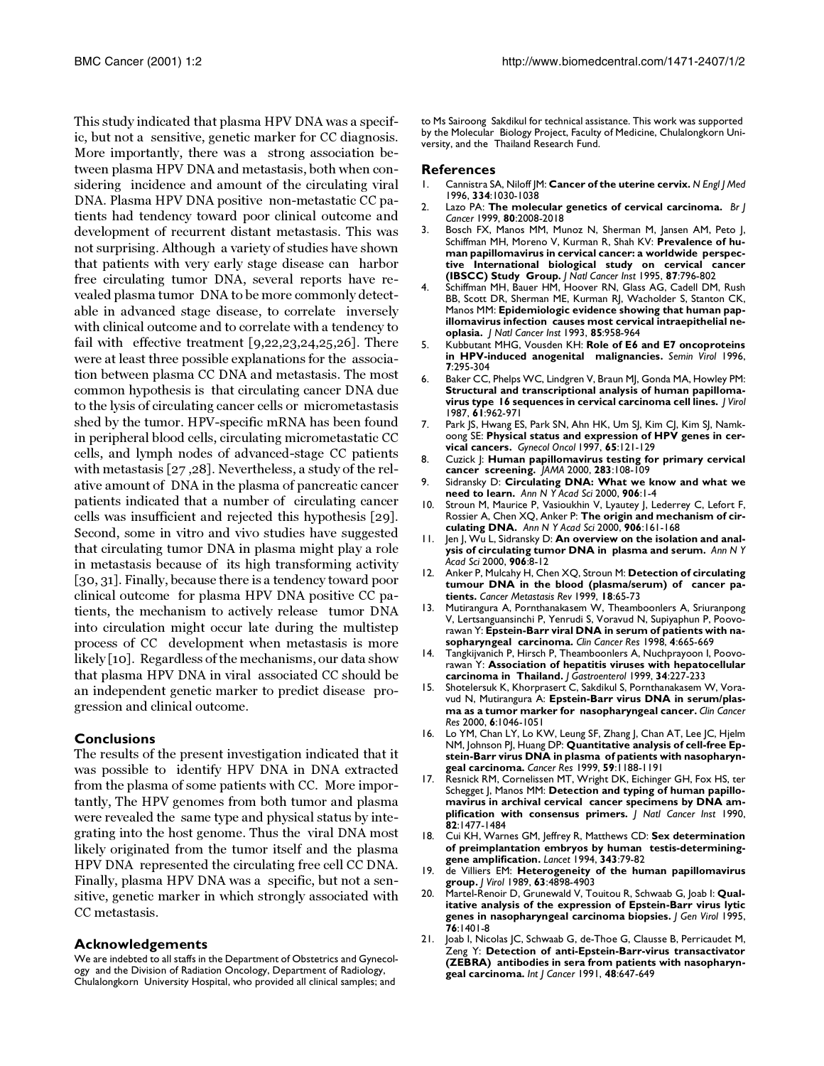This study indicated that plasma HPV DNA was a specific, but not a sensitive, genetic marker for CC diagnosis. More importantly, there was a strong association between plasma HPV DNA and metastasis, both when considering incidence and amount of the circulating viral DNA. Plasma HPV DNA positive non-metastatic CC patients had tendency toward poor clinical outcome and development of recurrent distant metastasis. This was not surprising. Although a variety of studies have shown that patients with very early stage disease can harbor free circulating tumor DNA, several reports have revealed plasma tumor DNA to be more commonly detectable in advanced stage disease, to correlate inversely with clinical outcome and to correlate with a tendency to fail with effective treatment [9,22,23,24,25,26]. There were at least three possible explanations for the association between plasma CC DNA and metastasis. The most common hypothesis is that circulating cancer DNA due to the lysis of circulating cancer cells or micrometastasis shed by the tumor. HPV-specific mRNA has been found in peripheral blood cells, circulating micrometastatic CC cells, and lymph nodes of advanced-stage CC patients with metastasis [27 ,28]. Nevertheless, a study of the relative amount of DNA in the plasma of pancreatic cancer patients indicated that a number of circulating cancer cells was insufficient and rejected this hypothesis [29]. Second, some in vitro and vivo studies have suggested that circulating tumor DNA in plasma might play a role in metastasis because of its high transforming activity [30, 31]. Finally, because there is a tendency toward poor clinical outcome for plasma HPV DNA positive CC patients, the mechanism to actively release tumor DNA into circulation might occur late during the multistep process of CC development when metastasis is more likely [10]. Regardless of the mechanisms, our data show that plasma HPV DNA in viral associated CC should be an independent genetic marker to predict disease progression and clinical outcome.

## Conclusions

The results of the present investigation indicated that it was possible to identify HPV DNA in DNA extracted from the plasma of some patients with CC. More importantly, The HPV genomes from both tumor and plasma were revealed the same type and physical status by integrating into the host genome. Thus the viral DNA most likely originated from the tumor itself and the plasma HPV DNA represented the circulating free cell CC DNA. Finally, plasma HPV DNA was a specific, but not a sensitive, genetic marker in which strongly associated with CC metastasis.

## Acknowledgements

We are indebted to all staffs in the Department of Obstetrics and Gynecology and the Division of Radiation Oncology, Department of Radiology, Chulalongkorn University Hospital, who provided all clinical samples; and to Ms Sairoong Sakdikul for technical assistance. This work was supported by the Molecular Biology Project, Faculty of Medicine, Chulalongkorn University, and the Thailand Research Fund.

## References

1. Cannistra SA, Niloff JM: **Cancer of the uterine cervix.** *N Engl J Med* 1996, **334**:1030-1038
2. Lazo PA: **The molecular genetics of cervical carcinoma.** *Br J Cancer* 1999, **80**:2008-2018
3. Bosch FX, Manos MM, Munoz N, Sherman M, Jansen AM, Peto J, Schiffman MH, Moreno V, Kurman R, Shah KV: **Prevalence of human papillomavirus in cervical cancer: a worldwide perspective International biological study on cervical cancer (IBSCC) Study Group.** *J Natl Cancer Inst* 1995, **87**:796-802
4. Schiffman MH, Bauer HM, Hoover RN, Glass AG, Cadell DM, Rush BB, Scott DR, Sherman ME, Kurman RJ, Wacholder S, Stanton CK, Manos MM: **Epidemiologic evidence showing that human papillomavirus infection causes most cervical intraepithelial neoplasia.** *J Natl Cancer Inst* 1993, **85**:958-964
5. Kubbutant MHG, Vousden KH: **Role of E6 and E7 oncoproteins in HPV-induced anogenital malignancies.** *Semin Virol* 1996, **7**:295-304
6. Baker CC, Phelps WC, Lindgren V, Braun MJ, Gonda MA, Howley PM: **Structural and transcriptional analysis of human papillomavirus type 16 sequences in cervical carcinoma cell lines.** *J Virol* 1987, **61**:962-971
7. Park JS, Hwang ES, Park SN, Ahn HK, Um SJ, Kim CJ, Kim SJ, Namkoong SE: **Physical status and expression of HPV genes in cervical cancers.** *Gynecol Oncol* 1997, **65**:121-129
8. Cuzick J: **Human papillomavirus testing for primary cervical cancer screening.** *JAMA* 2000, **283**:108-109
9. Sidransky D: **Circulating DNA: What we know and what we need to learn.** *Ann N Y Acad Sci* 2000, **906**:1-4
10. Stroun M, Maurice P, Vasioukhin V, Lyautey J, Lederrey C, Lefort F, Rossier A, Chen XQ, Anker P: **The origin and mechanism of circulating DNA.** *Ann N Y Acad Sci* 2000, **906**:161-168
11. Jen J, Wu L, Sidransky D: **An overview on the isolation and analysis of circulating tumor DNA in plasma and serum.** *Ann N Y Acad Sci* 2000, **906**:8-12
12. Anker P, Mulcahy H, Chen XQ, Stroun M: **Detection of circulating tumour DNA in the blood (plasma/serum) of cancer patients.** *Cancer Metastasis Rev* 1999, **18**:65-73
13. Mutirangura A, Pornthanakasem W, Theamboonlers A, Sriuranpong V, Lertsanguansinchi P, Yenrudi S, Voravud N, Supiyaphun P, Poovorawan Y: **Epstein-Barr viral DNA in serum of patients with nasopharyngeal carcinoma.** *Clin Cancer Res* 1998, **4**:665-669
14. Tangkijvanich P, Hirsch P, Theamboonlers A, Nuchprayoon I, Poovorawan Y: **Association of hepatitis viruses with hepatocellular carcinoma in Thailand.** *J Gastroenterol* 1999, **34**:227-233
15. Shotelersuk K, Khorprasert C, Sakdikul S, Pornthanakasem W, Voravud N, Mutirangura A: **Epstein-Barr virus DNA in serum/plasma as a tumor marker for nasopharyngeal cancer.** *Clin Cancer Res* 2000, **6**:1046-1051
16. Lo YM, Chan LY, Lo KW, Leung SF, Zhang J, Chan AT, Lee JC, Hjelm NM, Johnson PJ, Huang DP: **Quantitative analysis of cell-free Epstein-Barr virus DNA in plasma of patients with nasopharyngeal carcinoma.** *Cancer Res* 1999, **59**:1188-1191
17. Resnick RM, Cornelissen MT, Wright DK, Eichinger GH, Fox HS, ter Schegget J, Manos MM: **Detection and typing of human papillomavirus in archival cervical cancer specimens by DNA amplification with consensus primers.** *J Natl Cancer Inst* 1990, **82**:1477-1484
18. Cui KH, Warnes GM, Jeffrey R, Matthews CD: **Sex determination of preimplantation embryos by human testis-determining-gene amplification.** *Lancet* 1994, **343**:79-82
19. de Villiers EM: **Heterogeneity of the human papillomavirus group.** *J Virol* 1989, **63**:4898-4903
20. Martel-Renoir D, Grunewald V, Touitou R, Schwaab G, Joab I: **Qualitative analysis of the expression of Epstein-Barr virus lytic genes in nasopharyngeal carcinoma biopsies.** *J Gen Virol* 1995, **76**:1401-8
21. Joab I, Nicolas JC, Schwaab G, de-Thoe G, Clausse B, Perricaudet M, Zeng Y: **Detection of anti-Epstein-Barr-virus transactivator (ZEBRA) antibodies in sera from patients with nasopharyngeal carcinoma.** *Int J Cancer* 1991, **48**:647-649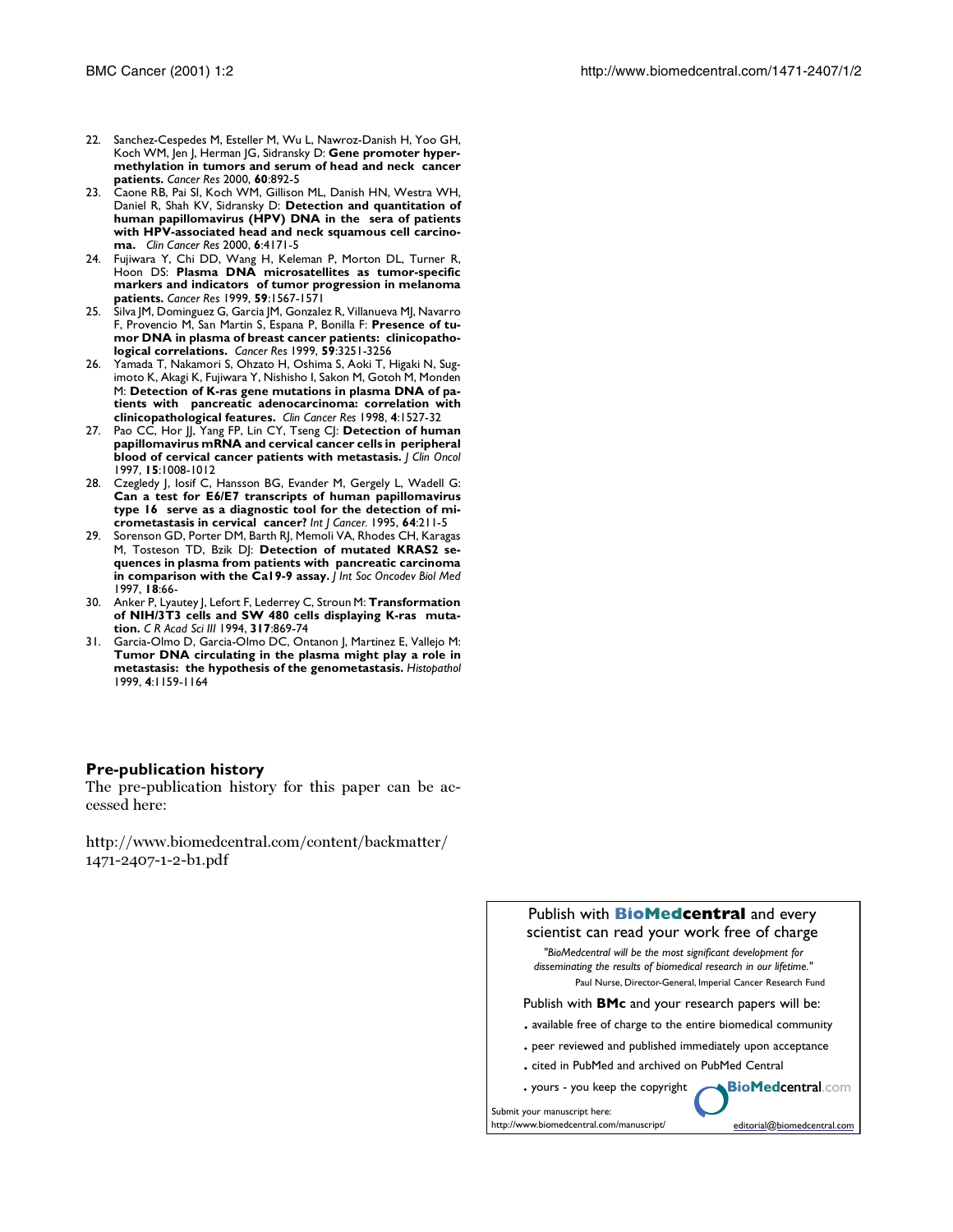22. Sanchez-Cespedes M, Esteller M, Wu L, Nawroz-Danish H, Yoo GH, Koch WM, Jen J, Herman JG, Sidransky D: **Gene promoter hypermethylation in tumors and serum of head and neck cancer patients.** *Cancer Res* 2000, **60**:892-5
23. Caone RB, Pai SI, Koch WM, Gillison ML, Danish HN, Westra WH, Daniel R, Shah KV, Sidransky D: **Detection and quantitation of human papillomavirus (HPV) DNA in the sera of patients with HPV-associated head and neck squamous cell carcinoma.** *Clin Cancer Res* 2000, **6**:4171-5
24. Fujiwara Y, Chi DD, Wang H, Keleman P, Morton DL, Turner R, Hoon DS: **Plasma DNA microsatellites as tumor-specific markers and indicators of tumor progression in melanoma patients.** *Cancer Res* 1999, **59**:1567-1571
25. Silva JM, Dominguez G, Garcia JM, Gonzalez R, Villanueva MJ, Navarro F, Provencio M, San Martin S, Espana P, Bonilla F: **Presence of tumor DNA in plasma of breast cancer patients: clinicopathological correlations.** *Cancer Res* 1999, **59**:3251-3256
26. Yamada T, Nakamori S, Ohzato H, Oshima S, Aoki T, Higaki N, Sugimoto K, Akagi K, Fujiwara Y, Nishisho I, Sakon M, Gotoh M, Monden M: **Detection of K-ras gene mutations in plasma DNA of patients with pancreatic adenocarcinoma: correlation with clinicopathological features.** *Clin Cancer Res* 1998, **4**:1527-32
27. Pao CC, Hor JJ, Yang FP, Lin CY, Tseng CJ: **Detection of human papillomavirus mRNA and cervical cancer cells in peripheral blood of cervical cancer patients with metastasis.** *J Clin Oncol* 1997, **15**:1008-1012
28. Czegledy J, Iosif C, Hansson BG, Evander M, Gergely L, Wadell G: **Can a test for E6/E7 transcripts of human papillomavirus type 16 serve as a diagnostic tool for the detection of micrometastasis in cervical cancer?** *Int J Cancer.* 1995, **64**:211-5
29. Sorenson GD, Porter DM, Barth RJ, Memoli VA, Rhodes CH, Karagas M, Tosteson TD, Bzik DJ: **Detection of mutated KRAS2 sequences in plasma from patients with pancreatic carcinoma in comparison with the Ca19-9 assay.** *J Int Soc Oncodev Biol Med* 1997, **18**:66-
30. Anker P, Lyautey J, Lefort F, Lederrey C, Stroun M: **Transformation of NIH/3T3 cells and SW 480 cells displaying K-ras mutation.** *C R Acad Sci III* 1994, **317**:869-74
31. Garcia-Olmo D, Garcia-Olmo DC, Ontanon J, Martinez E, Vallejo M: **Tumor DNA circulating in the plasma might play a role in metastasis: the hypothesis of the genometastasis.** *Histopathol* 1999, **4**:1159-1164

## Pre-publication history

The pre-publication history for this paper can be accessed here:

http://www.biomedcentral.com/content/backmatter/1471-2407-1-2-b1.pdf

Publish with **BioMedcentral** and every scientist can read your work free of charge

*"BioMedcentral will be the most significant development for disseminating the results of biomedical research in our lifetime."*

Paul Nurse, Director-General, Imperial Cancer Research Fund

Publish with **BMc** and your research papers will be:

- available free of charge to the entire biomedical community
- peer reviewed and published immediately upon acceptance
- cited in PubMed and archived on PubMed Central
- yours - you keep the copyright

**BioMedcentral**.com

Submit your manuscript here:
http://www.biomedcentral.com/manuscript/

editorial@biomedcentral.com